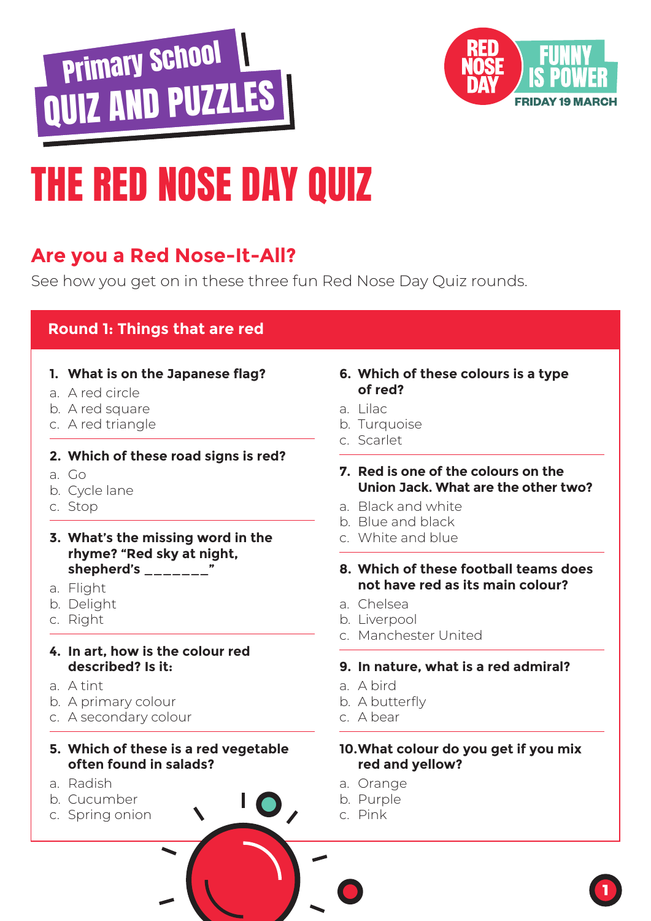# Primary School QUIZ AND PUZZLES

RED NOSE DAY — FUNNY IS POWER — FRIDAY 19 MARCH

# THE RED NOSE DAY QUIZ

## Are you a Red Nose-It-All?

See how you get on in these three fun Red Nose Day Quiz rounds.

### Round 1: Things that are red

**1. What is on the Japanese flag?**

a. A red circle
b. A red square
c. A red triangle

**2. Which of these road signs is red?**

a. Go
b. Cycle lane
c. Stop

**3. What's the missing word in the rhyme? "Red sky at night, shepherd's _______"**

a. Flight
b. Delight
c. Right

**4. In art, how is the colour red described? Is it:**

a. A tint
b. A primary colour
c. A secondary colour

**5. Which of these is a red vegetable often found in salads?**

a. Radish
b. Cucumber
c. Spring onion

**6. Which of these colours is a type of red?**

a. Lilac
b. Turquoise
c. Scarlet

**7. Red is one of the colours on the Union Jack. What are the other two?**

a. Black and white
b. Blue and black
c. White and blue

**8. Which of these football teams does not have red as its main colour?**

a. Chelsea
b. Liverpool
c. Manchester United

**9. In nature, what is a red admiral?**

a. A bird
b. A butterfly
c. A bear

**10. What colour do you get if you mix red and yellow?**

a. Orange
b. Purple
c. Pink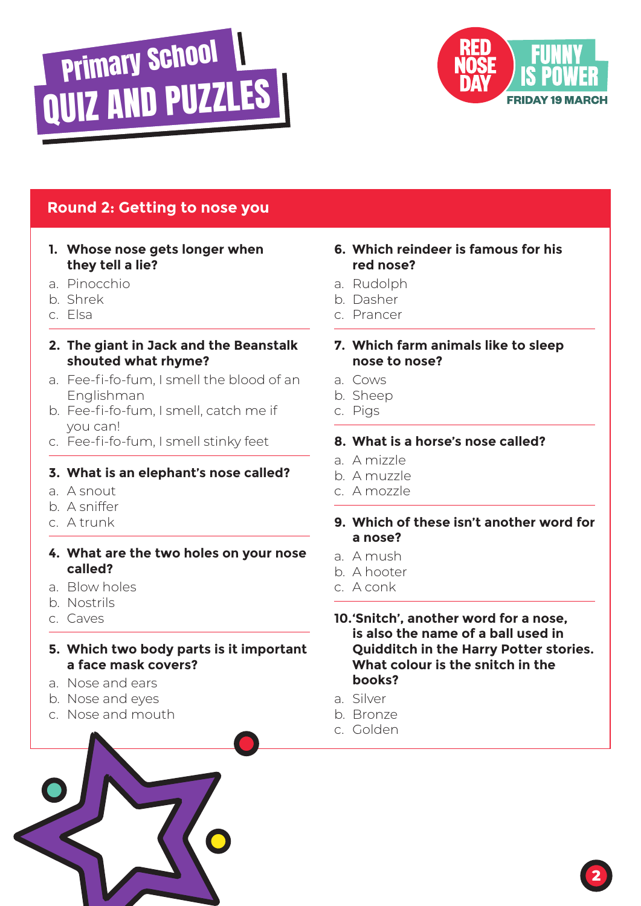# Primary School QUIZ AND PUZZLES

RED NOSE DAY — FUNNY IS POWER — FRIDAY 19 MARCH

## Round 2: Getting to nose you

**1. Whose nose gets longer when they tell a lie?**

a. Pinocchio
b. Shrek
c. Elsa

**2. The giant in Jack and the Beanstalk shouted what rhyme?**

a. Fee-fi-fo-fum, I smell the blood of an Englishman
b. Fee-fi-fo-fum, I smell, catch me if you can!
c. Fee-fi-fo-fum, I smell stinky feet

**3. What is an elephant's nose called?**

a. A snout
b. A sniffer
c. A trunk

**4. What are the two holes on your nose called?**

a. Blow holes
b. Nostrils
c. Caves

**5. Which two body parts is it important a face mask covers?**

a. Nose and ears
b. Nose and eyes
c. Nose and mouth

**6. Which reindeer is famous for his red nose?**

a. Rudolph
b. Dasher
c. Prancer

**7. Which farm animals like to sleep nose to nose?**

a. Cows
b. Sheep
c. Pigs

**8. What is a horse's nose called?**

a. A mizzle
b. A muzzle
c. A mozzle

**9. Which of these isn't another word for a nose?**

a. A mush
b. A hooter
c. A conk

**10. 'Snitch', another word for a nose, is also the name of a ball used in Quidditch in the Harry Potter stories. What colour is the snitch in the books?**

a. Silver
b. Bronze
c. Golden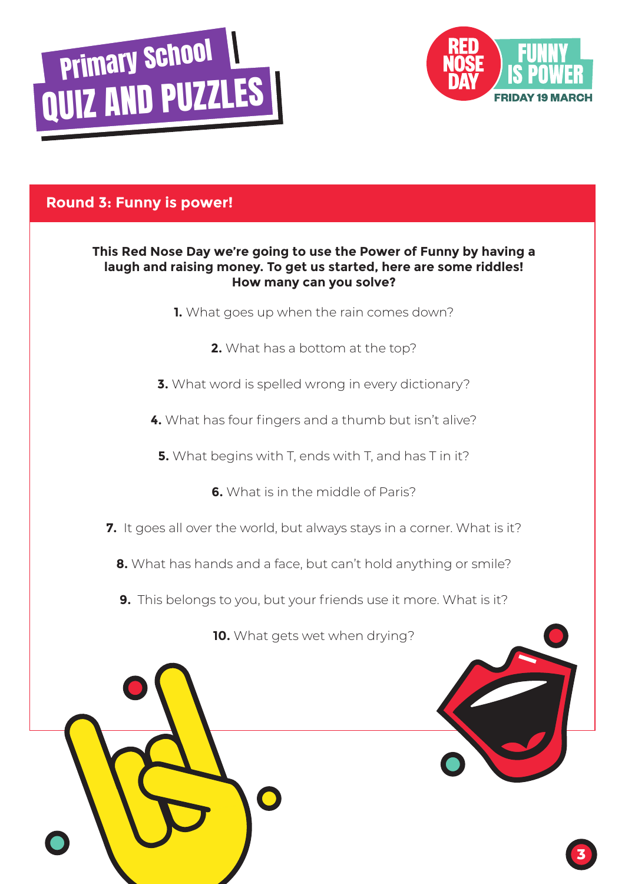# Primary School QUIZ AND PUZZLES

RED NOSE DAY FUNNY IS POWER FRIDAY 19 MARCH

## Round 3: Funny is power!

**This Red Nose Day we're going to use the Power of Funny by having a laugh and raising money. To get us started, here are some riddles! How many can you solve?**

**1.** What goes up when the rain comes down?

**2.** What has a bottom at the top?

**3.** What word is spelled wrong in every dictionary?

**4.** What has four fingers and a thumb but isn't alive?

**5.** What begins with T, ends with T, and has T in it?

**6.** What is in the middle of Paris?

**7.** It goes all over the world, but always stays in a corner. What is it?

**8.** What has hands and a face, but can't hold anything or smile?

**9.** This belongs to you, but your friends use it more. What is it?

**10.** What gets wet when drying?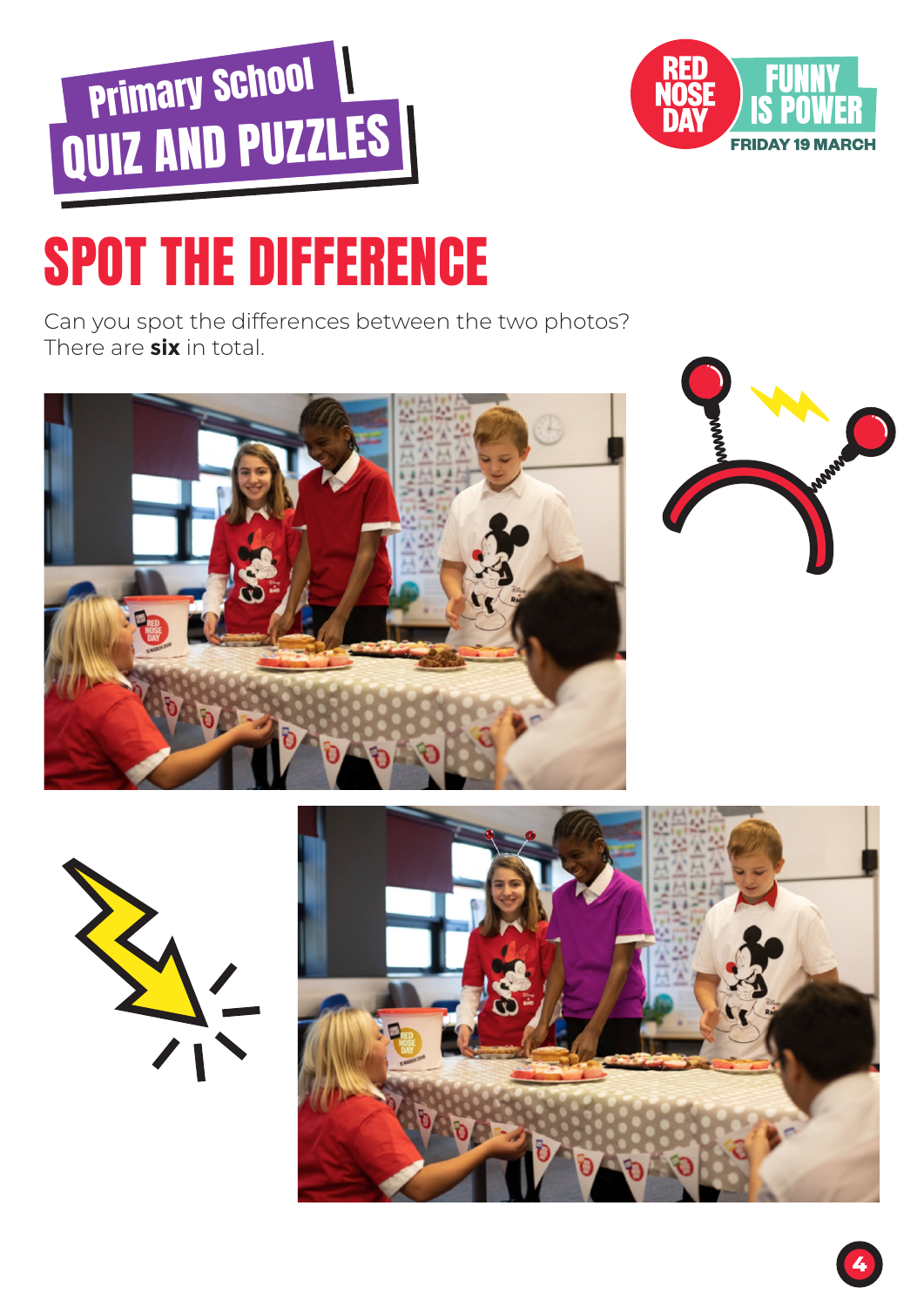Primary School
QUIZ AND PUZZLES

RED NOSE DAY
FUNNY IS POWER
FRIDAY 19 MARCH

# SPOT THE DIFFERENCE

Can you spot the differences between the two photos?
There are **six** in total.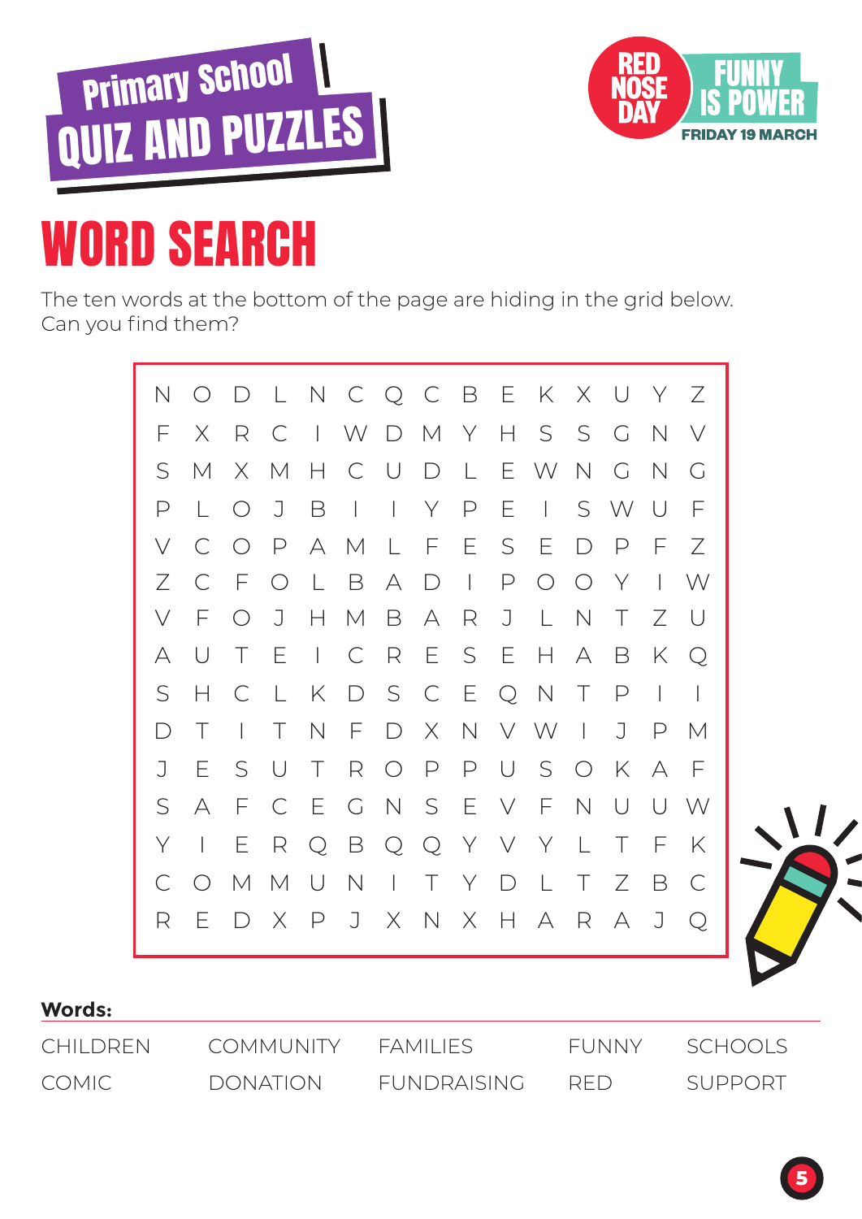Primary School

QUIZ AND PUZZLES

RED NOSE DAY

FUNNY IS POWER

FRIDAY 19 MARCH

# WORD SEARCH

The ten words at the bottom of the page are hiding in the grid below. Can you find them?

```
N O D L N C Q C B E K X U Y Z
F X R C I W D M Y H S S G N V
S M X M H C U D L E W N G N G
P L O J B I I Y P E I S W U F
V C O P A M L F E S E D P F Z
Z C F O L B A D I P O O Y I W
V F O J H M B A R J L N T Z U
A U T E I C R E S E H A B K Q
S H C L K D S C E Q N T P I I
D T I T N F D X N V W I J P M
J E S U T R O P P U S O K A F
S A F C E G N S E V F N U U W
Y I E R Q B Q Q Y V Y L T F K
C O M M U N I T Y D L T Z B C
R E D X P J X N X H A R A J Q
```

**Words:**

| | | | | |
|---|---|---|---|---|
| CHILDREN | COMMUNITY | FAMILIES | FUNNY | SCHOOLS |
| COMIC | DONATION | FUNDRAISING | RED | SUPPORT |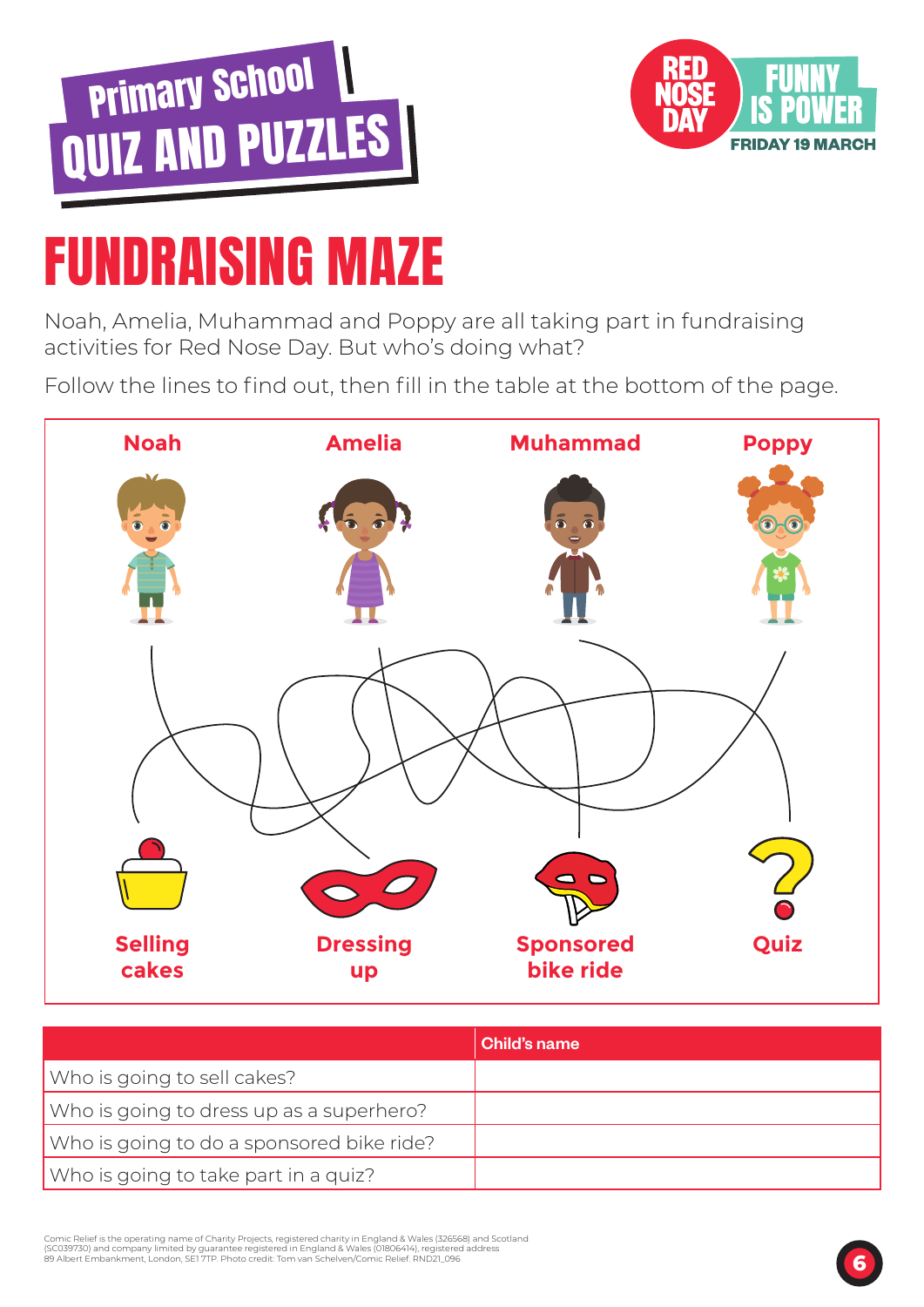Primary School

# QUIZ AND PUZZLES

RED NOSE DAY FUNNY IS POWER FRIDAY 19 MARCH

# FUNDRAISING MAZE

Noah, Amelia, Muhammad and Poppy are all taking part in fundraising activities for Red Nose Day. But who's doing what?

Follow the lines to find out, then fill in the table at the bottom of the page.

Noah

Amelia

Muhammad

Poppy

Selling cakes

Dressing up

Sponsored bike ride

Quiz

| | Child's name |
|---|---|
| Who is going to sell cakes? | |
| Who is going to dress up as a superhero? | |
| Who is going to do a sponsored bike ride? | |
| Who is going to take part in a quiz? | |

Comic Relief is the operating name of Charity Projects, registered charity in England & Wales (326568) and Scotland (SC039730) and company limited by guarantee registered in England & Wales (01806414), registered address 89 Albert Embankment, London, SE1 7TP. Photo credit: Tom van Schelven/Comic Relief. RND21_096